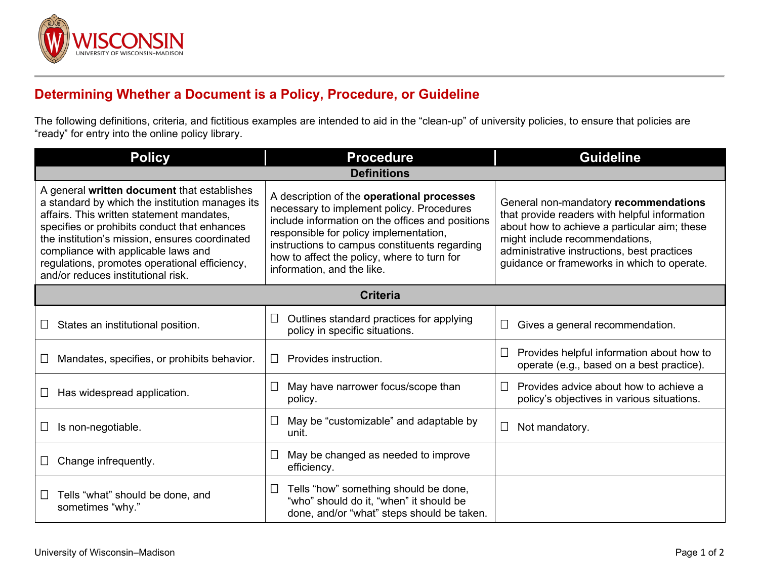WISCONSIN
UNIVERSITY OF WISCONSIN–MADISON

## Determining Whether a Document is a Policy, Procedure, or Guideline

The following definitions, criteria, and fictitious examples are intended to aid in the "clean-up" of university policies, to ensure that policies are "ready" for entry into the online policy library.

| Policy | Procedure | Guideline |
|---|---|---|
| **Definitions** | | |
| A general **written document** that establishes a standard by which the institution manages its affairs. This written statement mandates, specifies or prohibits conduct that enhances the institution's mission, ensures coordinated compliance with applicable laws and regulations, promotes operational efficiency, and/or reduces institutional risk. | A description of the **operational processes** necessary to implement policy. Procedures include information on the offices and positions responsible for policy implementation, instructions to campus constituents regarding how to affect the policy, where to turn for information, and the like. | General non-mandatory **recommendations** that provide readers with helpful information about how to achieve a particular aim; these might include recommendations, administrative instructions, best practices guidance or frameworks in which to operate. |
| **Criteria** | | |
| ☐ States an institutional position. | ☐ Outlines standard practices for applying policy in specific situations. | ☐ Gives a general recommendation. |
| ☐ Mandates, specifies, or prohibits behavior. | ☐ Provides instruction. | ☐ Provides helpful information about how to operate (e.g., based on a best practice). |
| ☐ Has widespread application. | ☐ May have narrower focus/scope than policy. | ☐ Provides advice about how to achieve a policy's objectives in various situations. |
| ☐ Is non-negotiable. | ☐ May be "customizable" and adaptable by unit. | ☐ Not mandatory. |
| ☐ Change infrequently. | ☐ May be changed as needed to improve efficiency. | |
| ☐ Tells "what" should be done, and sometimes "why." | ☐ Tells "how" something should be done, "who" should do it, "when" it should be done, and/or "what" steps should be taken. | |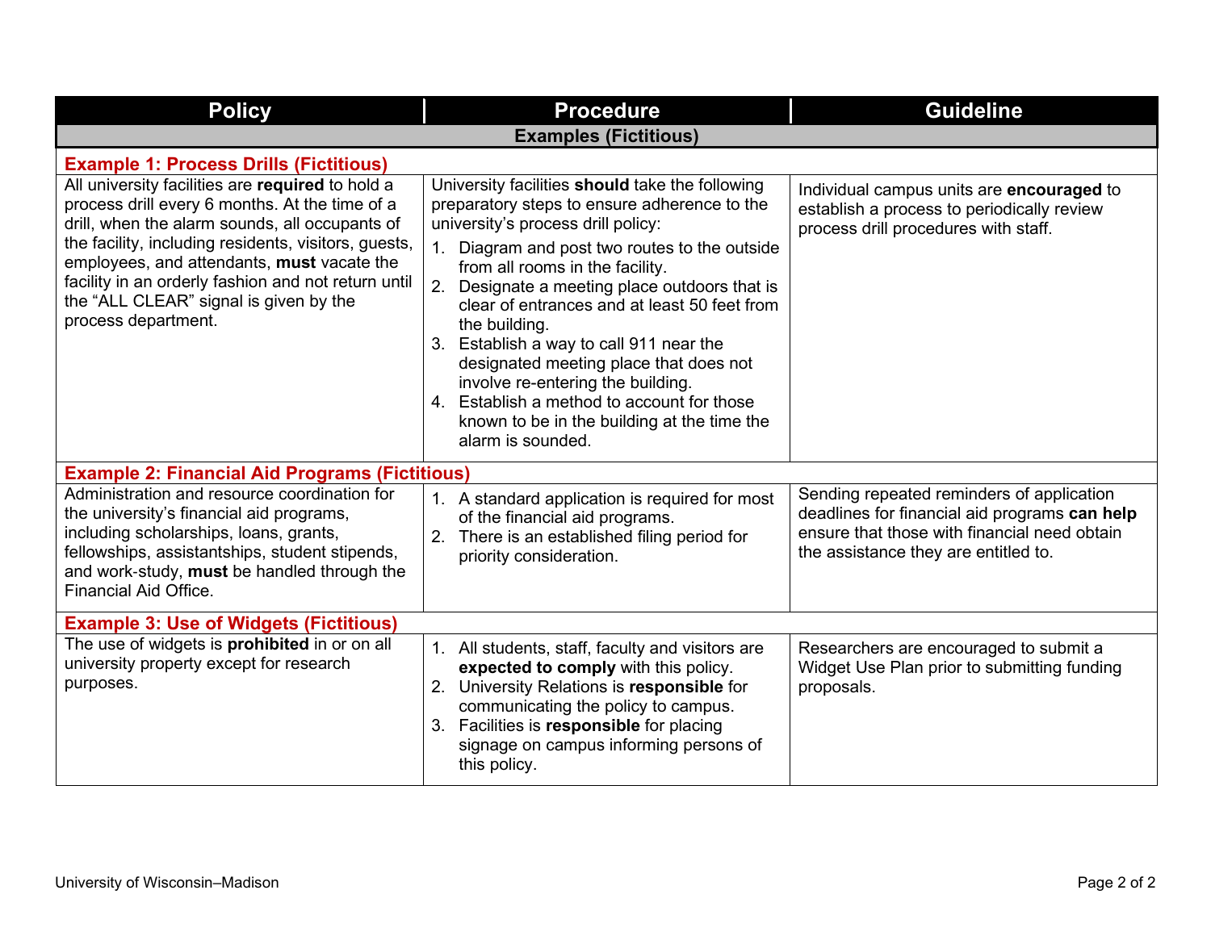| Policy | Procedure | Guideline |
|---|---|---|
| **Examples (Fictitious)** | | |
| **Example 1: Process Drills (Fictitious)** | | |
| All university facilities are **required** to hold a process drill every 6 months. At the time of a drill, when the alarm sounds, all occupants of the facility, including residents, visitors, guests, employees, and attendants, **must** vacate the facility in an orderly fashion and not return until the "ALL CLEAR" signal is given by the process department. | University facilities **should** take the following preparatory steps to ensure adherence to the university's process drill policy:<br>1. Diagram and post two routes to the outside from all rooms in the facility.<br>2. Designate a meeting place outdoors that is clear of entrances and at least 50 feet from the building.<br>3. Establish a way to call 911 near the designated meeting place that does not involve re-entering the building.<br>4. Establish a method to account for those known to be in the building at the time the alarm is sounded. | Individual campus units are **encouraged** to establish a process to periodically review process drill procedures with staff. |
| **Example 2: Financial Aid Programs (Fictitious)** | | |
| Administration and resource coordination for the university's financial aid programs, including scholarships, loans, grants, fellowships, assistantships, student stipends, and work-study, **must** be handled through the Financial Aid Office. | 1. A standard application is required for most of the financial aid programs.<br>2. There is an established filing period for priority consideration. | Sending repeated reminders of application deadlines for financial aid programs **can help** ensure that those with financial need obtain the assistance they are entitled to. |
| **Example 3: Use of Widgets (Fictitious)** | | |
| The use of widgets is **prohibited** in or on all university property except for research purposes. | 1. All students, staff, faculty and visitors are **expected to comply** with this policy.<br>2. University Relations is **responsible** for communicating the policy to campus.<br>3. Facilities is **responsible** for placing signage on campus informing persons of this policy. | Researchers are encouraged to submit a Widget Use Plan prior to submitting funding proposals. |